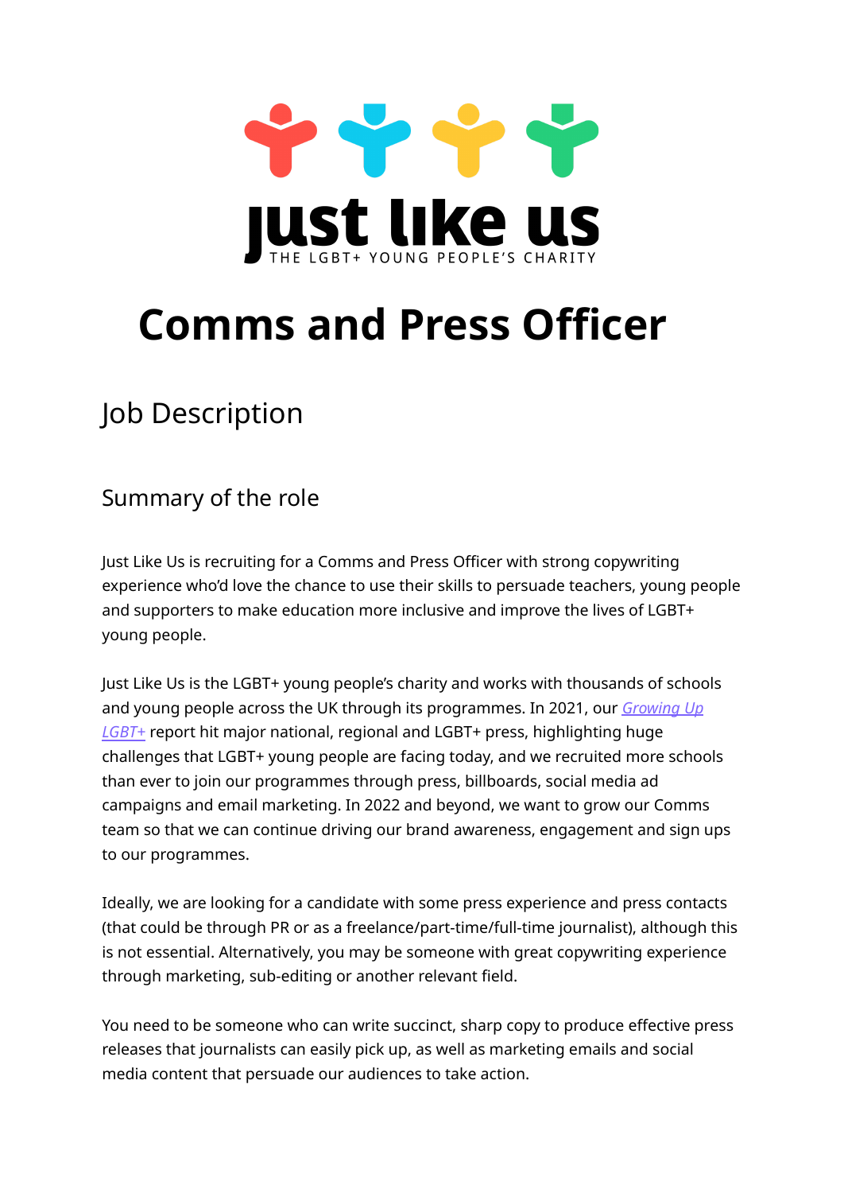# Comms and Press Officer

## Job Description

### Summary of the role

Just Like Us is recruiting for a Comms and Press Officer with strong copywriting experience who'd love the chance to use their skills to persuade teachers, young people and supporters to make education more inclusive and improve the lives of LGBT+ young people.

Just Like Us is the LGBT+ young people's charity and works with thousands of schools and young people across the UK through its programmes. In 2021, our *Growing Up LGBT+* report hit major national, regional and LGBT+ press, highlighting huge challenges that LGBT+ young people are facing today, and we recruited more schools than ever to join our programmes through press, billboards, social media ad campaigns and email marketing. In 2022 and beyond, we want to grow our Comms team so that we can continue driving our brand awareness, engagement and sign ups to our programmes.

Ideally, we are looking for a candidate with some press experience and press contacts (that could be through PR or as a freelance/part-time/full-time journalist), although this is not essential. Alternatively, you may be someone with great copywriting experience through marketing, sub-editing or another relevant field.

You need to be someone who can write succinct, sharp copy to produce effective press releases that journalists can easily pick up, as well as marketing emails and social media content that persuade our audiences to take action.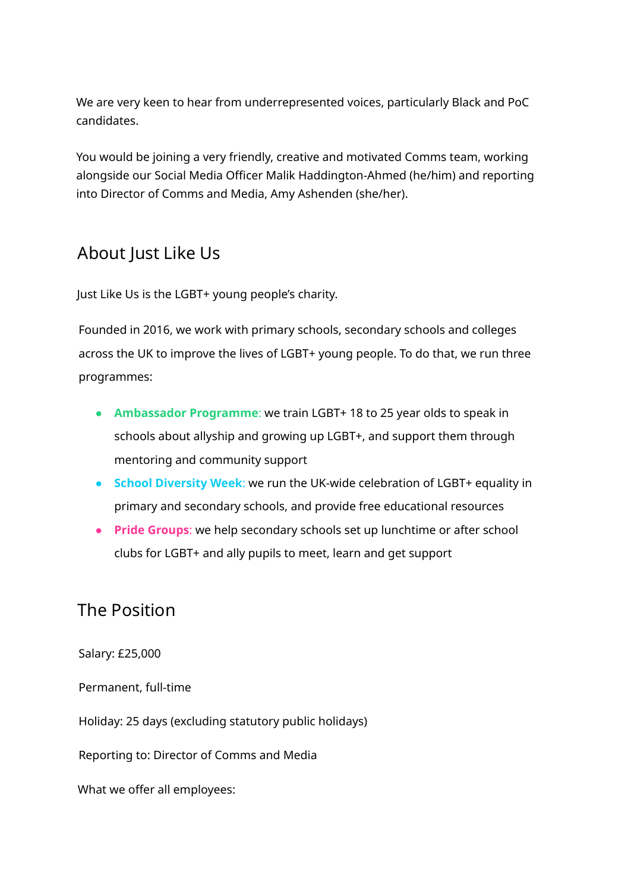We are very keen to hear from underrepresented voices, particularly Black and PoC candidates.

You would be joining a very friendly, creative and motivated Comms team, working alongside our Social Media Officer Malik Haddington-Ahmed (he/him) and reporting into Director of Comms and Media, Amy Ashenden (she/her).

## About Just Like Us

Just Like Us is the LGBT+ young people's charity.

Founded in 2016, we work with primary schools, secondary schools and colleges across the UK to improve the lives of LGBT+ young people. To do that, we run three programmes:

- **Ambassador Programme:** we train LGBT+ 18 to 25 year olds to speak in schools about allyship and growing up LGBT+, and support them through mentoring and community support
- **School Diversity Week:** we run the UK-wide celebration of LGBT+ equality in primary and secondary schools, and provide free educational resources
- **Pride Groups:** we help secondary schools set up lunchtime or after school clubs for LGBT+ and ally pupils to meet, learn and get support

## The Position

Salary: £25,000

Permanent, full-time

Holiday: 25 days (excluding statutory public holidays)

Reporting to: Director of Comms and Media

What we offer all employees: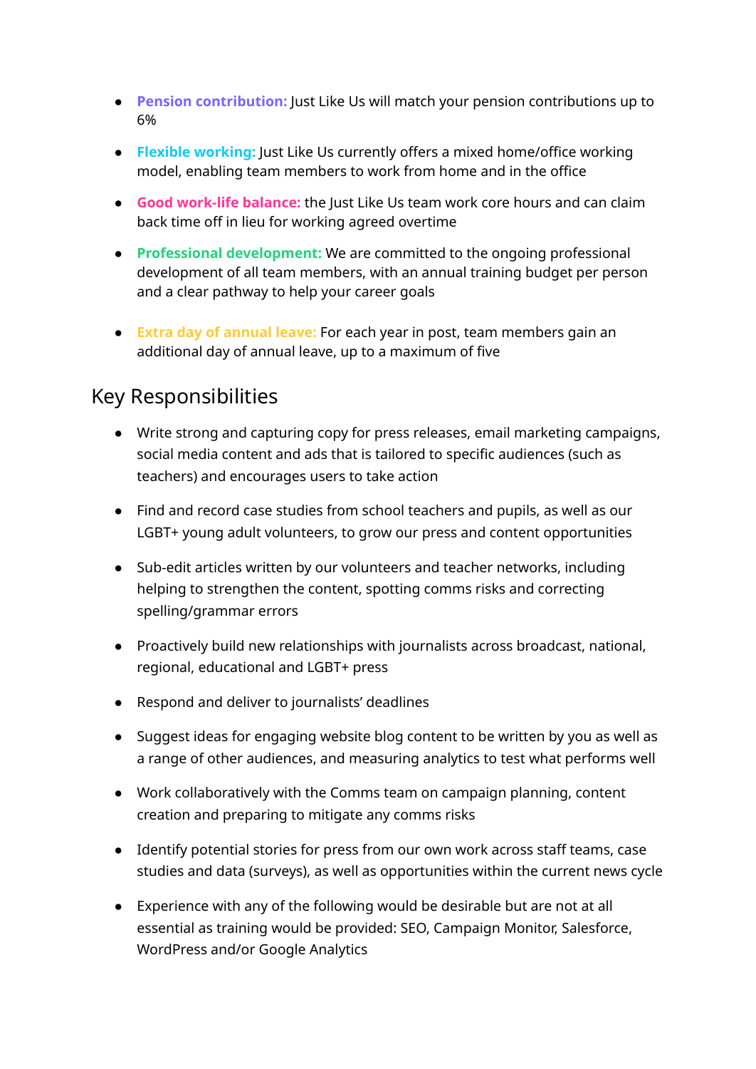- **Pension contribution:** Just Like Us will match your pension contributions up to 6%
- **Flexible working:** Just Like Us currently offers a mixed home/office working model, enabling team members to work from home and in the office
- **Good work-life balance:** the Just Like Us team work core hours and can claim back time off in lieu for working agreed overtime
- **Professional development:** We are committed to the ongoing professional development of all team members, with an annual training budget per person and a clear pathway to help your career goals
- **Extra day of annual leave:** For each year in post, team members gain an additional day of annual leave, up to a maximum of five

## Key Responsibilities

- Write strong and capturing copy for press releases, email marketing campaigns, social media content and ads that is tailored to specific audiences (such as teachers) and encourages users to take action
- Find and record case studies from school teachers and pupils, as well as our LGBT+ young adult volunteers, to grow our press and content opportunities
- Sub-edit articles written by our volunteers and teacher networks, including helping to strengthen the content, spotting comms risks and correcting spelling/grammar errors
- Proactively build new relationships with journalists across broadcast, national, regional, educational and LGBT+ press
- Respond and deliver to journalists' deadlines
- Suggest ideas for engaging website blog content to be written by you as well as a range of other audiences, and measuring analytics to test what performs well
- Work collaboratively with the Comms team on campaign planning, content creation and preparing to mitigate any comms risks
- Identify potential stories for press from our own work across staff teams, case studies and data (surveys), as well as opportunities within the current news cycle
- Experience with any of the following would be desirable but are not at all essential as training would be provided: SEO, Campaign Monitor, Salesforce, WordPress and/or Google Analytics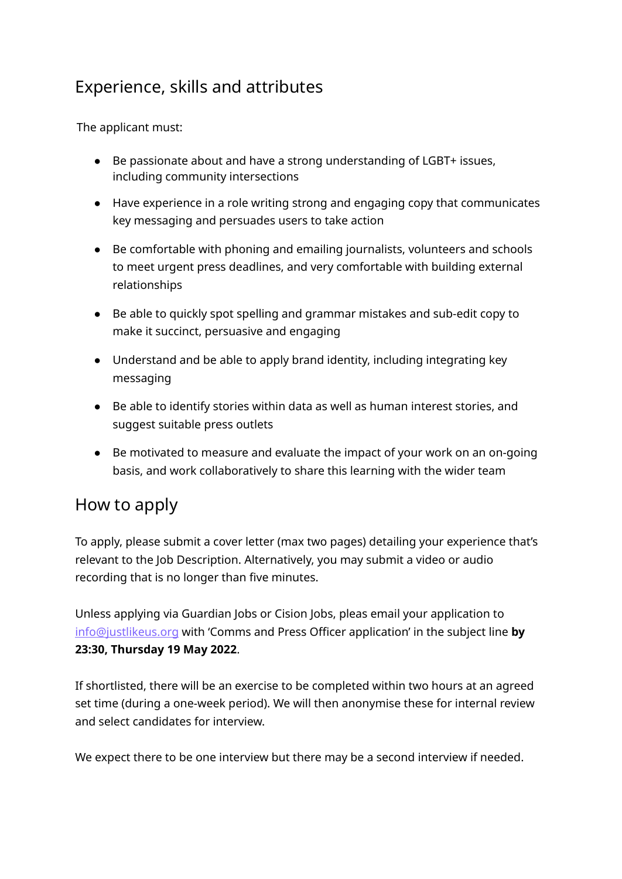## Experience, skills and attributes

The applicant must:

- Be passionate about and have a strong understanding of LGBT+ issues, including community intersections
- Have experience in a role writing strong and engaging copy that communicates key messaging and persuades users to take action
- Be comfortable with phoning and emailing journalists, volunteers and schools to meet urgent press deadlines, and very comfortable with building external relationships
- Be able to quickly spot spelling and grammar mistakes and sub-edit copy to make it succinct, persuasive and engaging
- Understand and be able to apply brand identity, including integrating key messaging
- Be able to identify stories within data as well as human interest stories, and suggest suitable press outlets
- Be motivated to measure and evaluate the impact of your work on an on-going basis, and work collaboratively to share this learning with the wider team

## How to apply

To apply, please submit a cover letter (max two pages) detailing your experience that's relevant to the Job Description. Alternatively, you may submit a video or audio recording that is no longer than five minutes.

Unless applying via Guardian Jobs or Cision Jobs, pleas email your application to info@justlikeus.org with 'Comms and Press Officer application' in the subject line **by 23:30, Thursday 19 May 2022**.

If shortlisted, there will be an exercise to be completed within two hours at an agreed set time (during a one-week period). We will then anonymise these for internal review and select candidates for interview.

We expect there to be one interview but there may be a second interview if needed.